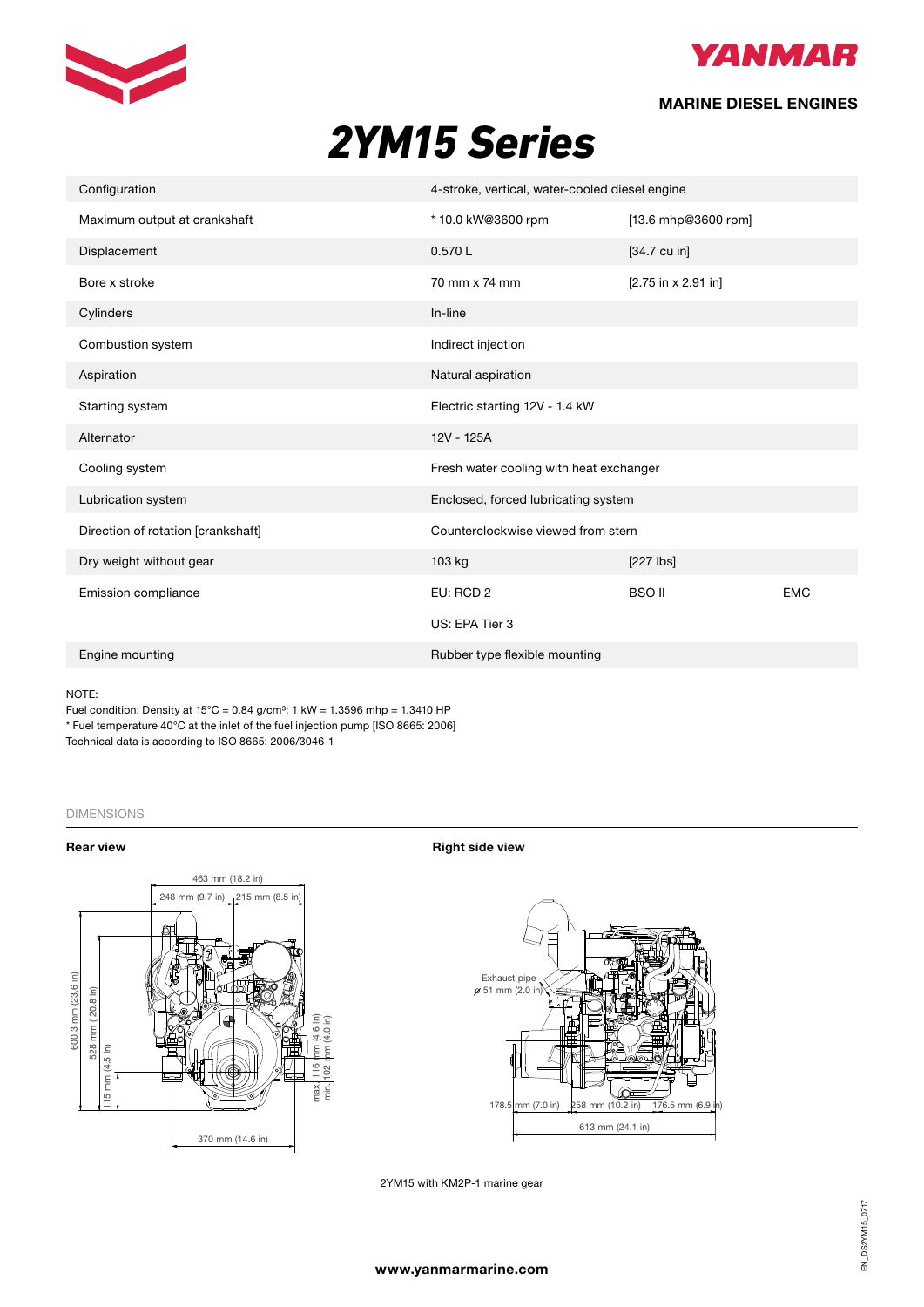**MARINE DIESEL ENGINES**

# 2YM15 Series

| | | | |
|---|---|---|---|
| Configuration | 4-stroke, vertical, water-cooled diesel engine | | |
| Maximum output at crankshaft | * 10.0 kW@3600 rpm | [13.6 mhp@3600 rpm] | |
| Displacement | 0.570 L | [34.7 cu in] | |
| Bore x stroke | 70 mm x 74 mm | [2.75 in x 2.91 in] | |
| Cylinders | In-line | | |
| Combustion system | Indirect injection | | |
| Aspiration | Natural aspiration | | |
| Starting system | Electric starting 12V - 1.4 kW | | |
| Alternator | 12V - 125A | | |
| Cooling system | Fresh water cooling with heat exchanger | | |
| Lubrication system | Enclosed, forced lubricating system | | |
| Direction of rotation [crankshaft] | Counterclockwise viewed from stern | | |
| Dry weight without gear | 103 kg | [227 lbs] | |
| Emission compliance | EU: RCD 2 | BSO II | EMC |
| | US: EPA Tier 3 | | |
| Engine mounting | Rubber type flexible mounting | | |

NOTE:
Fuel condition: Density at 15°C = 0.84 g/cm³; 1 kW = 1.3596 mhp = 1.3410 HP
* Fuel temperature 40°C at the inlet of the fuel injection pump [ISO 8665: 2006]
Technical data is according to ISO 8665: 2006/3046-1

## DIMENSIONS

**Rear view**

463 mm (18.2 in); 248 mm (9.7 in); 215 mm (8.5 in); 600.3 mm (23.6 in); 528 mm (20.8 in); 115 mm (4.5 in); max. 116 mm (4.6 in); min. 102 mm (4.0 in); 370 mm (14.6 in)

**Right side view**

Exhaust pipe ⌀ 51 mm (2.0 in); 178.5 mm (7.0 in); 258 mm (10.2 in); 176.5 mm (6.9 in); 613 mm (24.1 in)

2YM15 with KM2P-1 marine gear

www.yanmarmarine.com

EN_DS2YM15_0717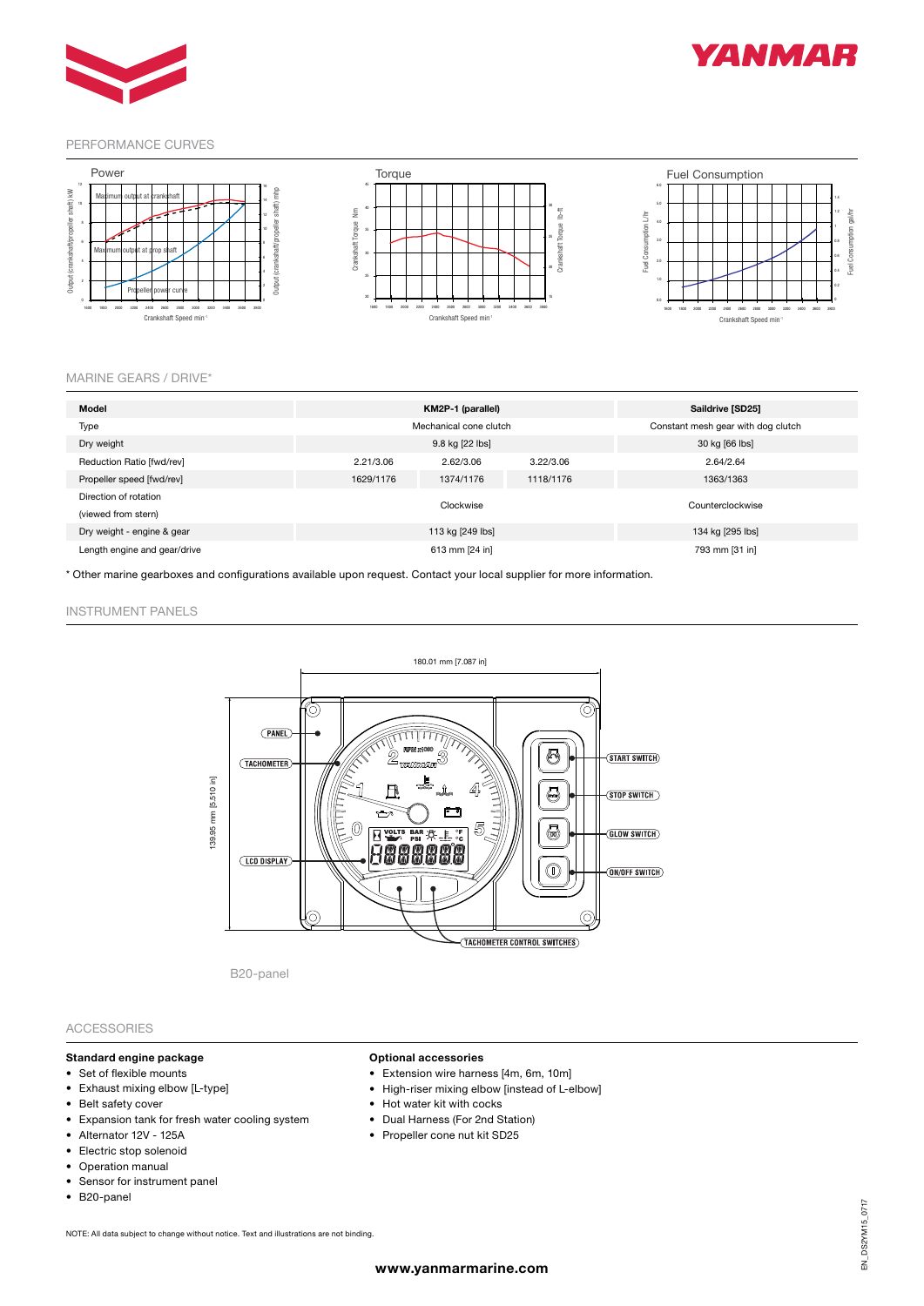## PERFORMANCE CURVES

Power

Maximum output at crankshaft

Maximum output at prop shaft

Propeller power curve

Output (crankshaft/propeller shaft) kW

Output (crankshaft/propeller shaft) mhp

Crankshaft Speed min⁻¹

Torque

Crankshaft Torque Nm

Crankshaft Torque lb-ft

Crankshaft Speed min⁻¹

Fuel Consumption

Fuel Consumption L/hr

Fuel Consumption gal/hr

Crankshaft Speed min⁻¹

## MARINE GEARS / DRIVE*

| Model | KM2P-1 (parallel) | | | Saildrive [SD25] |
|---|---|---|---|---|
| Type | Mechanical cone clutch | | | Constant mesh gear with dog clutch |
| Dry weight | 9.8 kg [22 lbs] | | | 30 kg [66 lbs] |
| Reduction Ratio [fwd/rev] | 2.21/3.06 | 2.62/3.06 | 3.22/3.06 | 2.64/2.64 |
| Propeller speed [fwd/rev] | 1629/1176 | 1374/1176 | 1118/1176 | 1363/1363 |
| Direction of rotation (viewed from stern) | Clockwise | | | Counterclockwise |
| Dry weight - engine & gear | 113 kg [249 lbs] | | | 134 kg [295 lbs] |
| Length engine and gear/drive | 613 mm [24 in] | | | 793 mm [31 in] |

* Other marine gearboxes and configurations available upon request. Contact your local supplier for more information.

## INSTRUMENT PANELS

180.01 mm [7.087 in]

139.95 mm [5.510 in]

PANEL

TACHOMETER

LCD DISPLAY

START SWITCH

STOP SWITCH

GLOW SWITCH

ON/OFF SWITCH

TACHOMETER CONTROL SWITCHES

B20-panel

## ACCESSORIES

**Standard engine package**

- Set of flexible mounts
- Exhaust mixing elbow [L-type]
- Belt safety cover
- Expansion tank for fresh water cooling system
- Alternator 12V - 125A
- Electric stop solenoid
- Operation manual
- Sensor for instrument panel
- B20-panel

**Optional accessories**

- Extension wire harness [4m, 6m, 10m]
- High-riser mixing elbow [instead of L-elbow]
- Hot water kit with cocks
- Dual Harness (For 2nd Station)
- Propeller cone nut kit SD25

NOTE: All data subject to change without notice. Text and illustrations are not binding.

**www.yanmarmarine.com**

EN_DS2YM15_0717